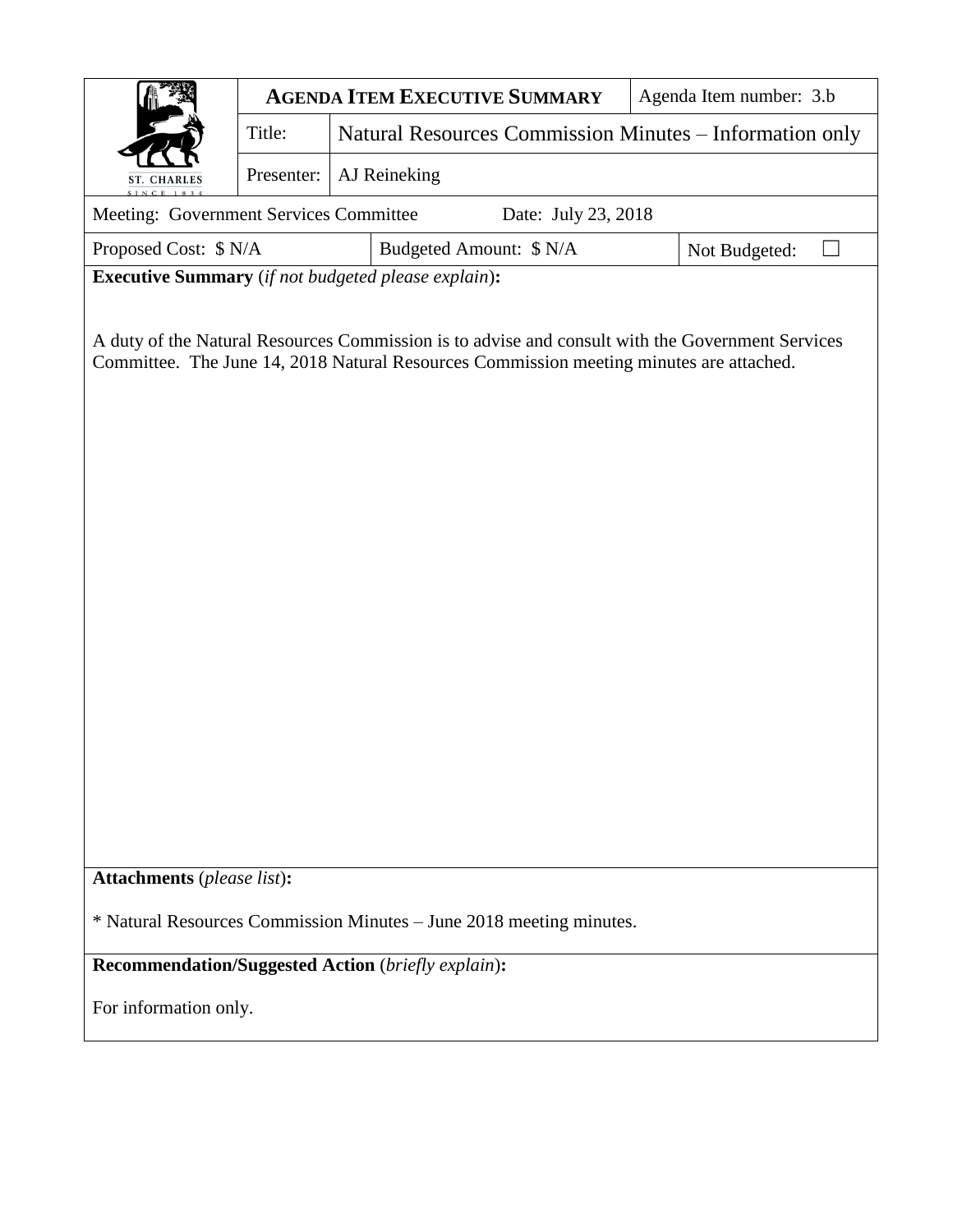| ST. CHARLES SINCE 1834 | **AGENDA ITEM EXECUTIVE SUMMARY** | | Agenda Item number: 3.b |
|---|---|---|---|
| | Title: | Natural Resources Commission Minutes – Information only | |
| | Presenter: | AJ Reineking | |

| Meeting: Government Services Committee | Date: July 23, 2018 | |
|---|---|---|
| Proposed Cost: $ N/A | Budgeted Amount: $ N/A | Not Budgeted: ☐ |

**Executive Summary** (*if not budgeted please explain*)**:**

A duty of the Natural Resources Commission is to advise and consult with the Government Services Committee. The June 14, 2018 Natural Resources Commission meeting minutes are attached.

**Attachments** (*please list*)**:**

* Natural Resources Commission Minutes – June 2018 meeting minutes.

**Recommendation/Suggested Action** (*briefly explain*)**:**

For information only.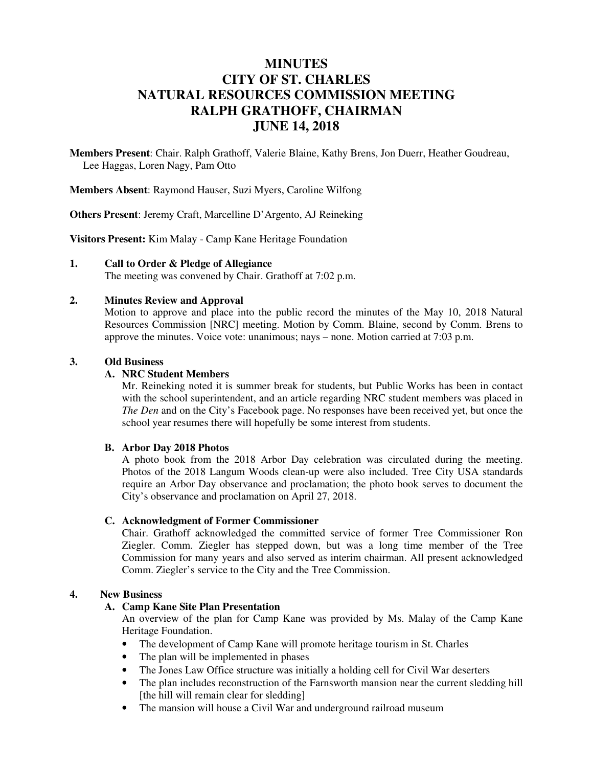# MINUTES
# CITY OF ST. CHARLES
# NATURAL RESOURCES COMMISSION MEETING
# RALPH GRATHOFF, CHAIRMAN
# JUNE 14, 2018

**Members Present**: Chair. Ralph Grathoff, Valerie Blaine, Kathy Brens, Jon Duerr, Heather Goudreau, Lee Haggas, Loren Nagy, Pam Otto

**Members Absent**: Raymond Hauser, Suzi Myers, Caroline Wilfong

**Others Present**: Jeremy Craft, Marcelline D'Argento, AJ Reineking

**Visitors Present:** Kim Malay - Camp Kane Heritage Foundation

**1. Call to Order & Pledge of Allegiance**

The meeting was convened by Chair. Grathoff at 7:02 p.m.

**2. Minutes Review and Approval**

Motion to approve and place into the public record the minutes of the May 10, 2018 Natural Resources Commission [NRC] meeting. Motion by Comm. Blaine, second by Comm. Brens to approve the minutes. Voice vote: unanimous; nays – none. Motion carried at 7:03 p.m.

**3. Old Business**

**A. NRC Student Members**

Mr. Reineking noted it is summer break for students, but Public Works has been in contact with the school superintendent, and an article regarding NRC student members was placed in *The Den* and on the City's Facebook page. No responses have been received yet, but once the school year resumes there will hopefully be some interest from students.

**B. Arbor Day 2018 Photos**

A photo book from the 2018 Arbor Day celebration was circulated during the meeting. Photos of the 2018 Langum Woods clean-up were also included. Tree City USA standards require an Arbor Day observance and proclamation; the photo book serves to document the City's observance and proclamation on April 27, 2018.

**C. Acknowledgment of Former Commissioner**

Chair. Grathoff acknowledged the committed service of former Tree Commissioner Ron Ziegler. Comm. Ziegler has stepped down, but was a long time member of the Tree Commission for many years and also served as interim chairman. All present acknowledged Comm. Ziegler's service to the City and the Tree Commission.

**4. New Business**

**A. Camp Kane Site Plan Presentation**

An overview of the plan for Camp Kane was provided by Ms. Malay of the Camp Kane Heritage Foundation.

- The development of Camp Kane will promote heritage tourism in St. Charles
- The plan will be implemented in phases
- The Jones Law Office structure was initially a holding cell for Civil War deserters
- The plan includes reconstruction of the Farnsworth mansion near the current sledding hill [the hill will remain clear for sledding]
- The mansion will house a Civil War and underground railroad museum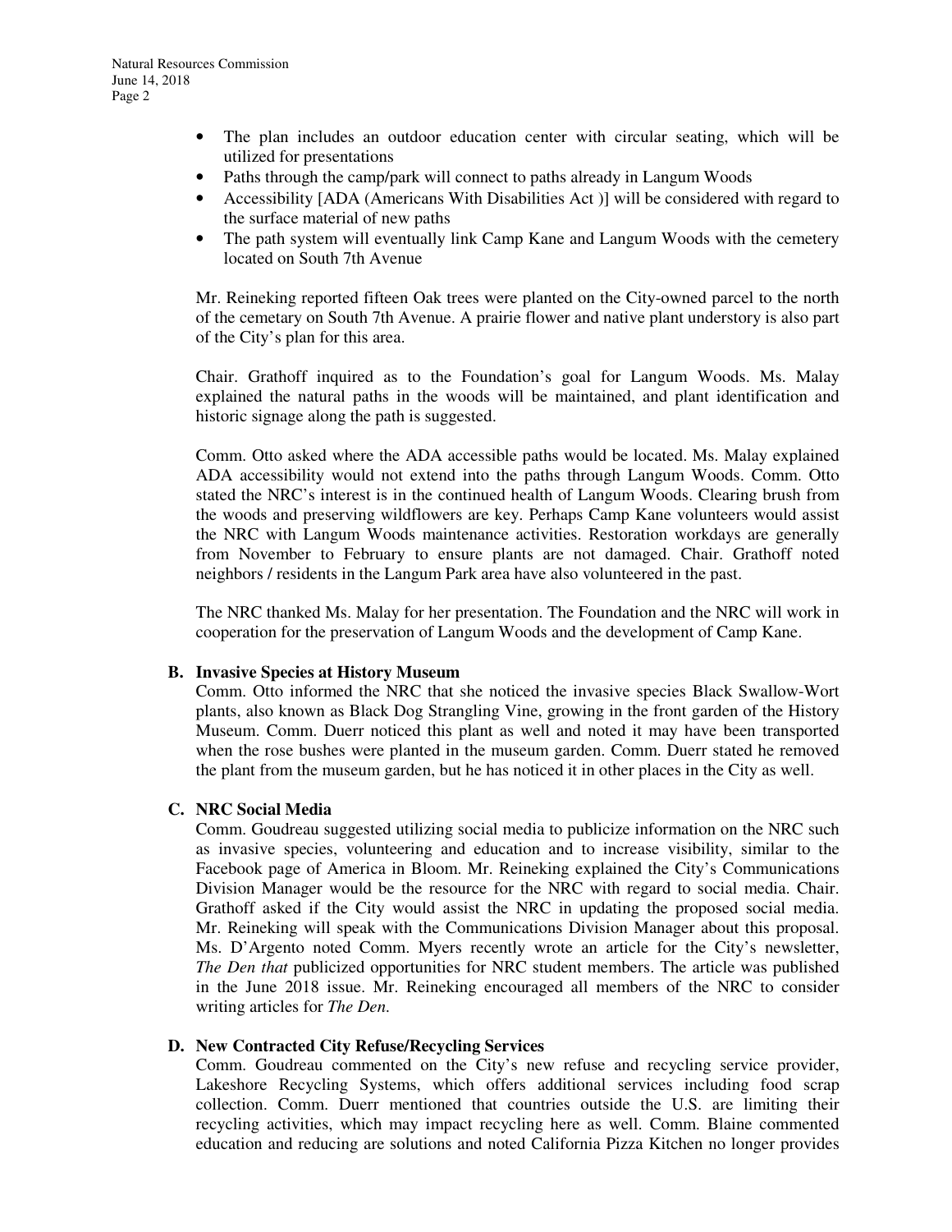- The plan includes an outdoor education center with circular seating, which will be utilized for presentations
- Paths through the camp/park will connect to paths already in Langum Woods
- Accessibility [ADA (Americans With Disabilities Act )] will be considered with regard to the surface material of new paths
- The path system will eventually link Camp Kane and Langum Woods with the cemetery located on South 7th Avenue

Mr. Reineking reported fifteen Oak trees were planted on the City-owned parcel to the north of the cemetary on South 7th Avenue. A prairie flower and native plant understory is also part of the City's plan for this area.

Chair. Grathoff inquired as to the Foundation's goal for Langum Woods. Ms. Malay explained the natural paths in the woods will be maintained, and plant identification and historic signage along the path is suggested.

Comm. Otto asked where the ADA accessible paths would be located. Ms. Malay explained ADA accessibility would not extend into the paths through Langum Woods. Comm. Otto stated the NRC's interest is in the continued health of Langum Woods. Clearing brush from the woods and preserving wildflowers are key. Perhaps Camp Kane volunteers would assist the NRC with Langum Woods maintenance activities. Restoration workdays are generally from November to February to ensure plants are not damaged. Chair. Grathoff noted neighbors / residents in the Langum Park area have also volunteered in the past.

The NRC thanked Ms. Malay for her presentation. The Foundation and the NRC will work in cooperation for the preservation of Langum Woods and the development of Camp Kane.

**B. Invasive Species at History Museum**

Comm. Otto informed the NRC that she noticed the invasive species Black Swallow-Wort plants, also known as Black Dog Strangling Vine, growing in the front garden of the History Museum. Comm. Duerr noticed this plant as well and noted it may have been transported when the rose bushes were planted in the museum garden. Comm. Duerr stated he removed the plant from the museum garden, but he has noticed it in other places in the City as well.

**C. NRC Social Media**

Comm. Goudreau suggested utilizing social media to publicize information on the NRC such as invasive species, volunteering and education and to increase visibility, similar to the Facebook page of America in Bloom. Mr. Reineking explained the City's Communications Division Manager would be the resource for the NRC with regard to social media. Chair. Grathoff asked if the City would assist the NRC in updating the proposed social media. Mr. Reineking will speak with the Communications Division Manager about this proposal. Ms. D'Argento noted Comm. Myers recently wrote an article for the City's newsletter, *The Den that* publicized opportunities for NRC student members. The article was published in the June 2018 issue. Mr. Reineking encouraged all members of the NRC to consider writing articles for *The Den*.

**D. New Contracted City Refuse/Recycling Services**

Comm. Goudreau commented on the City's new refuse and recycling service provider, Lakeshore Recycling Systems, which offers additional services including food scrap collection. Comm. Duerr mentioned that countries outside the U.S. are limiting their recycling activities, which may impact recycling here as well. Comm. Blaine commented education and reducing are solutions and noted California Pizza Kitchen no longer provides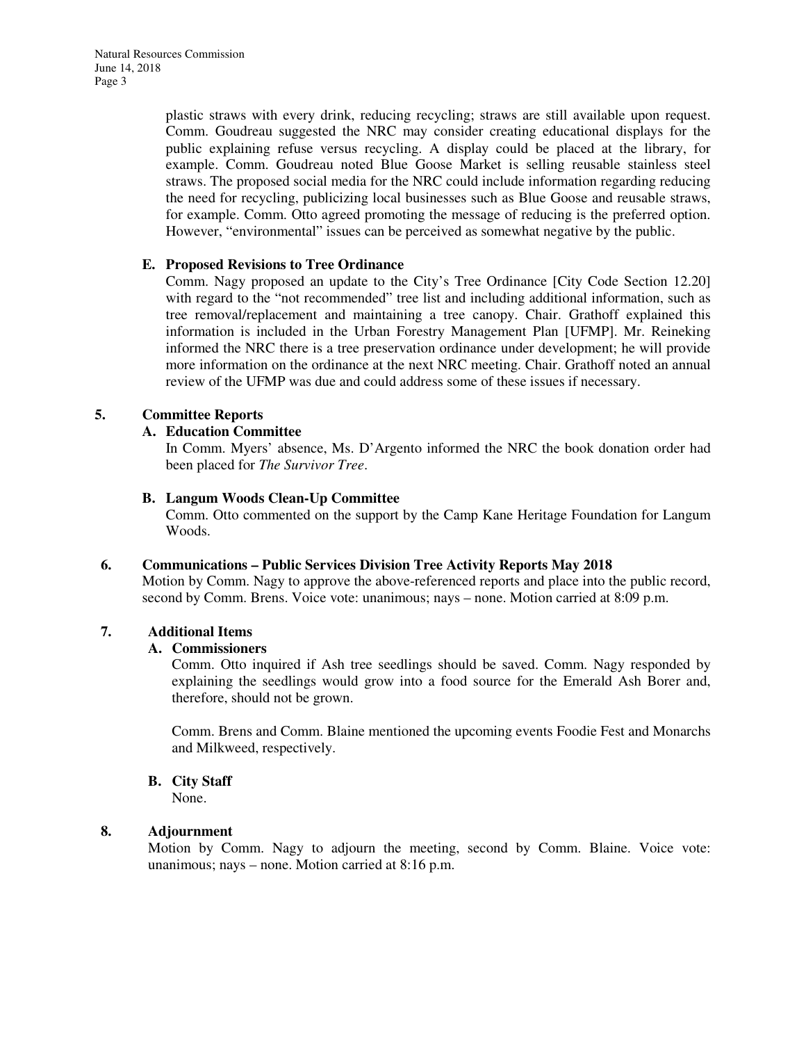plastic straws with every drink, reducing recycling; straws are still available upon request. Comm. Goudreau suggested the NRC may consider creating educational displays for the public explaining refuse versus recycling. A display could be placed at the library, for example. Comm. Goudreau noted Blue Goose Market is selling reusable stainless steel straws. The proposed social media for the NRC could include information regarding reducing the need for recycling, publicizing local businesses such as Blue Goose and reusable straws, for example. Comm. Otto agreed promoting the message of reducing is the preferred option. However, "environmental" issues can be perceived as somewhat negative by the public.

**E. Proposed Revisions to Tree Ordinance**

Comm. Nagy proposed an update to the City's Tree Ordinance [City Code Section 12.20] with regard to the "not recommended" tree list and including additional information, such as tree removal/replacement and maintaining a tree canopy. Chair. Grathoff explained this information is included in the Urban Forestry Management Plan [UFMP]. Mr. Reineking informed the NRC there is a tree preservation ordinance under development; he will provide more information on the ordinance at the next NRC meeting. Chair. Grathoff noted an annual review of the UFMP was due and could address some of these issues if necessary.

## 5. Committee Reports

**A. Education Committee**

In Comm. Myers' absence, Ms. D'Argento informed the NRC the book donation order had been placed for *The Survivor Tree*.

**B. Langum Woods Clean-Up Committee**

Comm. Otto commented on the support by the Camp Kane Heritage Foundation for Langum Woods.

## 6. Communications – Public Services Division Tree Activity Reports May 2018

Motion by Comm. Nagy to approve the above-referenced reports and place into the public record, second by Comm. Brens. Voice vote: unanimous; nays – none. Motion carried at 8:09 p.m.

## 7. Additional Items

**A. Commissioners**

Comm. Otto inquired if Ash tree seedlings should be saved. Comm. Nagy responded by explaining the seedlings would grow into a food source for the Emerald Ash Borer and, therefore, should not be grown.

Comm. Brens and Comm. Blaine mentioned the upcoming events Foodie Fest and Monarchs and Milkweed, respectively.

**B. City Staff**

None.

## 8. Adjournment

Motion by Comm. Nagy to adjourn the meeting, second by Comm. Blaine. Voice vote: unanimous; nays – none. Motion carried at 8:16 p.m.